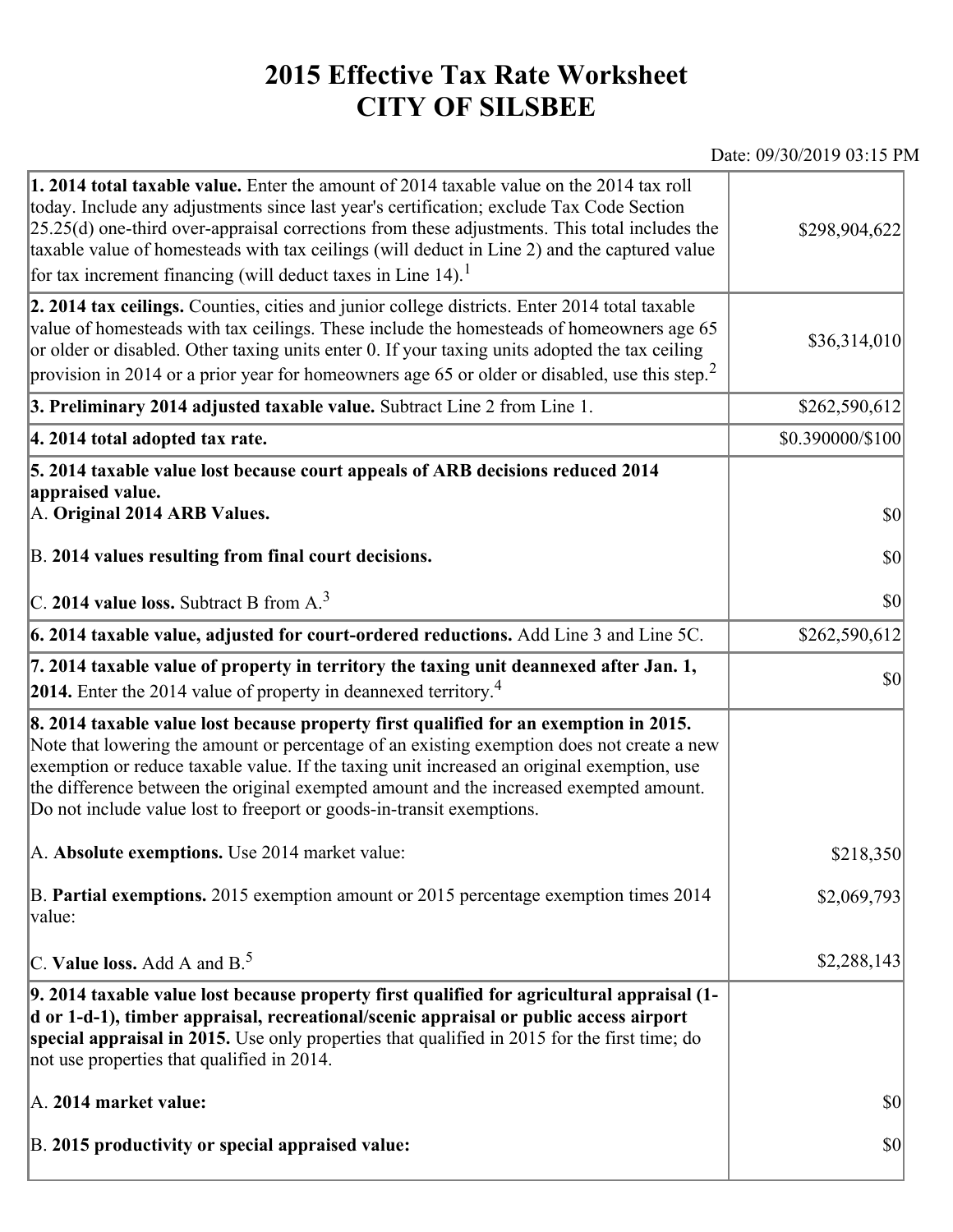# 2015 Effective Tax Rate Worksheet
# CITY OF SILSBEE

Date: 09/30/2019 03:15 PM

| | |
|---|---|
| **1. 2014 total taxable value.** Enter the amount of 2014 taxable value on the 2014 tax roll today. Include any adjustments since last year's certification; exclude Tax Code Section 25.25(d) one-third over-appraisal corrections from these adjustments. This total includes the taxable value of homesteads with tax ceilings (will deduct in Line 2) and the captured value for tax increment financing (will deduct taxes in Line 14).[1] | $298,904,622 |
| **2. 2014 tax ceilings.** Counties, cities and junior college districts. Enter 2014 total taxable value of homesteads with tax ceilings. These include the homesteads of homeowners age 65 or older or disabled. Other taxing units enter 0. If your taxing units adopted the tax ceiling provision in 2014 or a prior year for homeowners age 65 or older or disabled, use this step.[2] | $36,314,010 |
| **3. Preliminary 2014 adjusted taxable value.** Subtract Line 2 from Line 1. | $262,590,612 |
| **4. 2014 total adopted tax rate.** | $0.390000/$100 |
| **5. 2014 taxable value lost because court appeals of ARB decisions reduced 2014 appraised value.**<br>A. **Original 2014 ARB Values.**<br>B. **2014 values resulting from final court decisions.**<br>C. **2014 value loss.** Subtract B from A.[3] | <br><br>$0<br>$0<br>$0 |
| **6. 2014 taxable value, adjusted for court-ordered reductions.** Add Line 3 and Line 5C. | $262,590,612 |
| **7. 2014 taxable value of property in territory the taxing unit deannexed after Jan. 1, 2014.** Enter the 2014 value of property in deannexed territory.[4] | $0 |
| **8. 2014 taxable value lost because property first qualified for an exemption in 2015.** Note that lowering the amount or percentage of an existing exemption does not create a new exemption or reduce taxable value. If the taxing unit increased an original exemption, use the difference between the original exempted amount and the increased exempted amount. Do not include value lost to freeport or goods-in-transit exemptions.<br>A. **Absolute exemptions.** Use 2014 market value:<br>B. **Partial exemptions.** 2015 exemption amount or 2015 percentage exemption times 2014 value:<br>C. **Value loss.** Add A and B.[5] | <br><br><br><br><br>$218,350<br>$2,069,793<br>$2,288,143 |
| **9. 2014 taxable value lost because property first qualified for agricultural appraisal (1-d or 1-d-1), timber appraisal, recreational/scenic appraisal or public access airport special appraisal in 2015.** Use only properties that qualified in 2015 for the first time; do not use properties that qualified in 2014.<br>A. **2014 market value:**<br>B. **2015 productivity or special appraised value:** | <br><br><br><br>$0<br>$0 |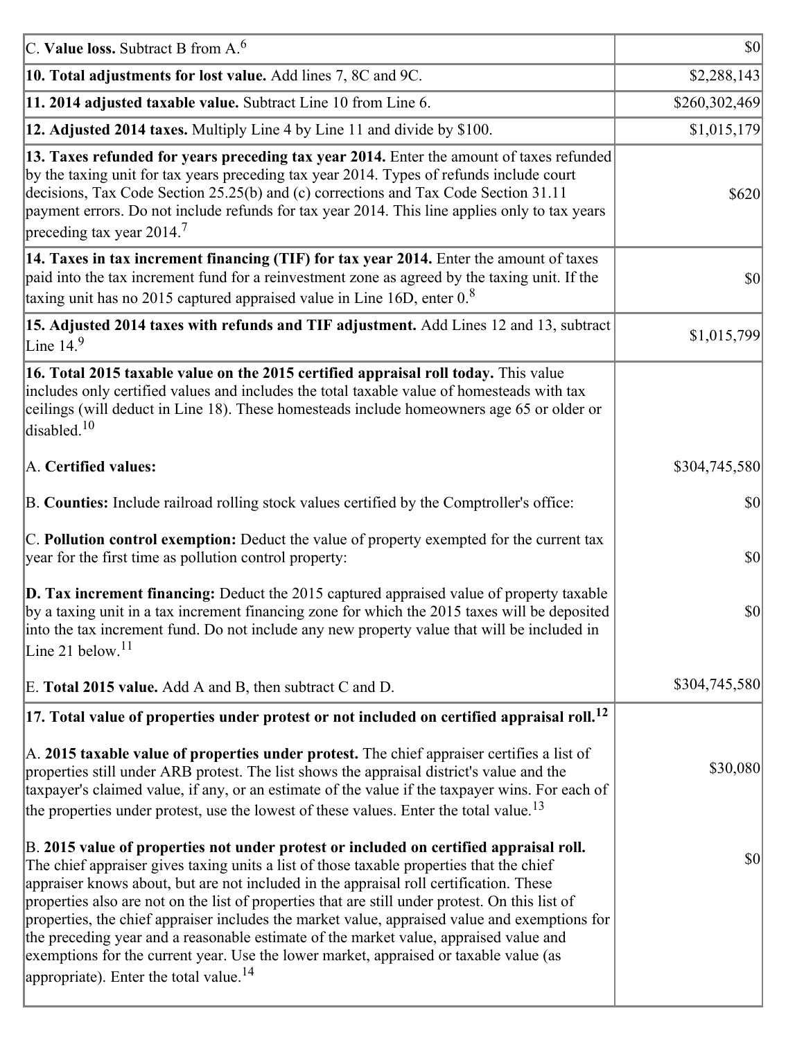| | |
|---|---|
| C. **Value loss.** Subtract B from A.[6] | $0 |
| **10. Total adjustments for lost value.** Add lines 7, 8C and 9C. | $2,288,143 |
| **11. 2014 adjusted taxable value.** Subtract Line 10 from Line 6. | $260,302,469 |
| **12. Adjusted 2014 taxes.** Multiply Line 4 by Line 11 and divide by $100. | $1,015,179 |
| **13. Taxes refunded for years preceding tax year 2014.** Enter the amount of taxes refunded by the taxing unit for tax years preceding tax year 2014. Types of refunds include court decisions, Tax Code Section 25.25(b) and (c) corrections and Tax Code Section 31.11 payment errors. Do not include refunds for tax year 2014. This line applies only to tax years preceding tax year 2014.[7] | $620 |
| **14. Taxes in tax increment financing (TIF) for tax year 2014.** Enter the amount of taxes paid into the tax increment fund for a reinvestment zone as agreed by the taxing unit. If the taxing unit has no 2015 captured appraised value in Line 16D, enter 0.[8] | $0 |
| **15. Adjusted 2014 taxes with refunds and TIF adjustment.** Add Lines 12 and 13, subtract Line 14.[9] | $1,015,799 |
| **16. Total 2015 taxable value on the 2015 certified appraisal roll today.** This value includes only certified values and includes the total taxable value of homesteads with tax ceilings (will deduct in Line 18). These homesteads include homeowners age 65 or older or disabled.[10] | |
| A. **Certified values:** | $304,745,580 |
| B. **Counties:** Include railroad rolling stock values certified by the Comptroller's office: | $0 |
| C. **Pollution control exemption:** Deduct the value of property exempted for the current tax year for the first time as pollution control property: | $0 |
| **D. Tax increment financing:** Deduct the 2015 captured appraised value of property taxable by a taxing unit in a tax increment financing zone for which the 2015 taxes will be deposited into the tax increment fund. Do not include any new property value that will be included in Line 21 below.[11] | $0 |
| E. **Total 2015 value.** Add A and B, then subtract C and D. | $304,745,580 |
| **17. Total value of properties under protest or not included on certified appraisal roll.[12]** | |
| A. **2015 taxable value of properties under protest.** The chief appraiser certifies a list of properties still under ARB protest. The list shows the appraisal district's value and the taxpayer's claimed value, if any, or an estimate of the value if the taxpayer wins. For each of the properties under protest, use the lowest of these values. Enter the total value.[13] | $30,080 |
| B. **2015 value of properties not under protest or included on certified appraisal roll.** The chief appraiser gives taxing units a list of those taxable properties that the chief appraiser knows about, but are not included in the appraisal roll certification. These properties also are not on the list of properties that are still under protest. On this list of properties, the chief appraiser includes the market value, appraised value and exemptions for the preceding year and a reasonable estimate of the market value, appraised value and exemptions for the current year. Use the lower market, appraised or taxable value (as appropriate). Enter the total value.[14] | $0 |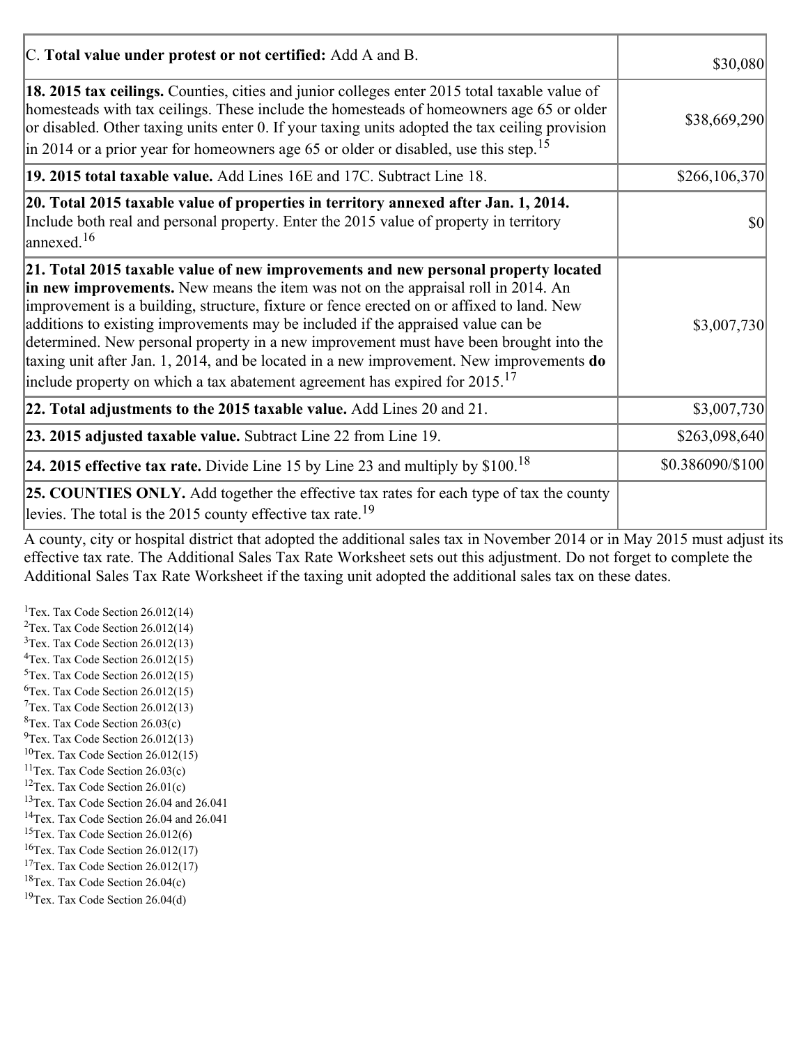| | |
|---|---|
| C. **Total value under protest or not certified:** Add A and B. | $30,080 |
| **18. 2015 tax ceilings.** Counties, cities and junior colleges enter 2015 total taxable value of homesteads with tax ceilings. These include the homesteads of homeowners age 65 or older or disabled. Other taxing units enter 0. If your taxing units adopted the tax ceiling provision in 2014 or a prior year for homeowners age 65 or older or disabled, use this step.[15] | $38,669,290 |
| **19. 2015 total taxable value.** Add Lines 16E and 17C. Subtract Line 18. | $266,106,370 |
| **20. Total 2015 taxable value of properties in territory annexed after Jan. 1, 2014.** Include both real and personal property. Enter the 2015 value of property in territory annexed.[16] | $0 |
| **21. Total 2015 taxable value of new improvements and new personal property located in new improvements.** New means the item was not on the appraisal roll in 2014. An improvement is a building, structure, fixture or fence erected on or affixed to land. New additions to existing improvements may be included if the appraised value can be determined. New personal property in a new improvement must have been brought into the taxing unit after Jan. 1, 2014, and be located in a new improvement. New improvements **do** include property on which a tax abatement agreement has expired for 2015.[17] | $3,007,730 |
| **22. Total adjustments to the 2015 taxable value.** Add Lines 20 and 21. | $3,007,730 |
| **23. 2015 adjusted taxable value.** Subtract Line 22 from Line 19. | $263,098,640 |
| **24. 2015 effective tax rate.** Divide Line 15 by Line 23 and multiply by $100.[18] | $0.386090/$100 |
| **25. COUNTIES ONLY.** Add together the effective tax rates for each type of tax the county levies. The total is the 2015 county effective tax rate.[19] | |

A county, city or hospital district that adopted the additional sales tax in November 2014 or in May 2015 must adjust its effective tax rate. The Additional Sales Tax Rate Worksheet sets out this adjustment. Do not forget to complete the Additional Sales Tax Rate Worksheet if the taxing unit adopted the additional sales tax on these dates.

[1]Tex. Tax Code Section 26.012(14)
[2]Tex. Tax Code Section 26.012(14)
[3]Tex. Tax Code Section 26.012(13)
[4]Tex. Tax Code Section 26.012(15)
[5]Tex. Tax Code Section 26.012(15)
[6]Tex. Tax Code Section 26.012(15)
[7]Tex. Tax Code Section 26.012(13)
[8]Tex. Tax Code Section 26.03(c)
[9]Tex. Tax Code Section 26.012(13)
[10]Tex. Tax Code Section 26.012(15)
[11]Tex. Tax Code Section 26.03(c)
[12]Tex. Tax Code Section 26.01(c)
[13]Tex. Tax Code Section 26.04 and 26.041
[14]Tex. Tax Code Section 26.04 and 26.041
[15]Tex. Tax Code Section 26.012(6)
[16]Tex. Tax Code Section 26.012(17)
[17]Tex. Tax Code Section 26.012(17)
[18]Tex. Tax Code Section 26.04(c)
[19]Tex. Tax Code Section 26.04(d)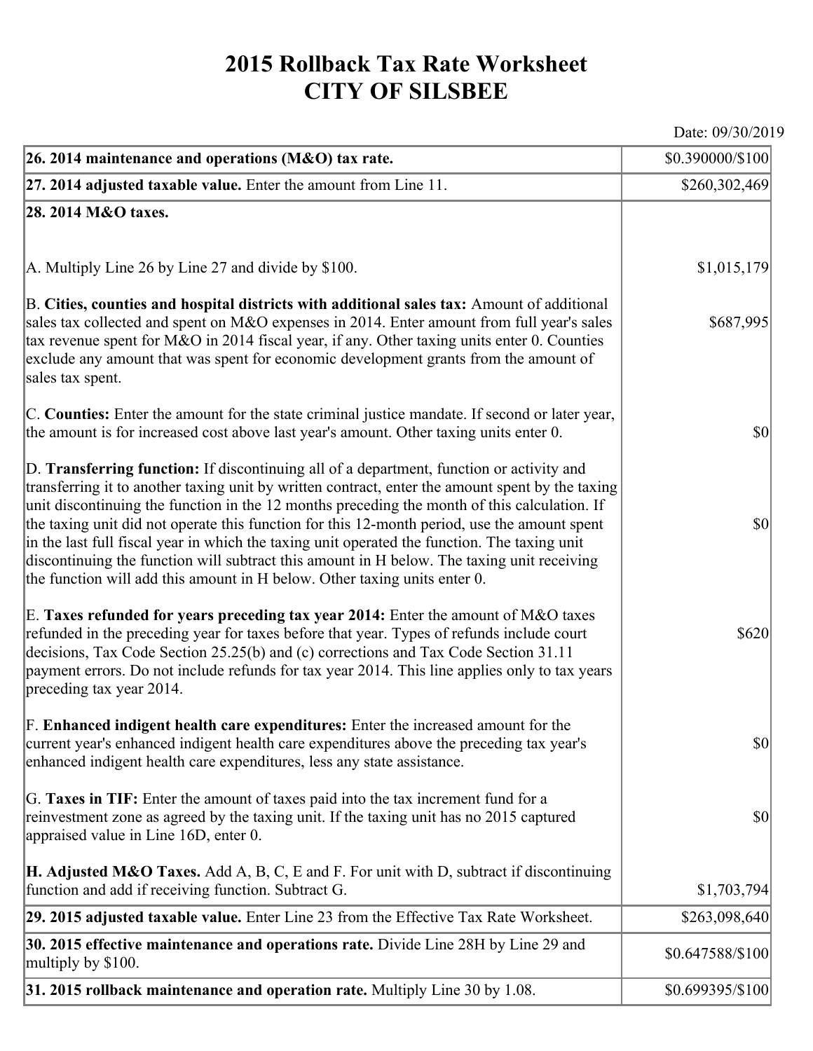# 2015 Rollback Tax Rate Worksheet
# CITY OF SILSBEE

Date: 09/30/2019

| | |
|---|---|
| **26. 2014 maintenance and operations (M&O) tax rate.** | $0.390000/$100 |
| **27. 2014 adjusted taxable value.** Enter the amount from Line 11. | $260,302,469 |
| **28. 2014 M&O taxes.** | |
| A. Multiply Line 26 by Line 27 and divide by $100. | $1,015,179 |
| B. **Cities, counties and hospital districts with additional sales tax:** Amount of additional sales tax collected and spent on M&O expenses in 2014. Enter amount from full year's sales tax revenue spent for M&O in 2014 fiscal year, if any. Other taxing units enter 0. Counties exclude any amount that was spent for economic development grants from the amount of sales tax spent. | $687,995 |
| C. **Counties:** Enter the amount for the state criminal justice mandate. If second or later year, the amount is for increased cost above last year's amount. Other taxing units enter 0. | $0 |
| D. **Transferring function:** If discontinuing all of a department, function or activity and transferring it to another taxing unit by written contract, enter the amount spent by the taxing unit discontinuing the function in the 12 months preceding the month of this calculation. If the taxing unit did not operate this function for this 12-month period, use the amount spent in the last full fiscal year in which the taxing unit operated the function. The taxing unit discontinuing the function will subtract this amount in H below. The taxing unit receiving the function will add this amount in H below. Other taxing units enter 0. | $0 |
| E. **Taxes refunded for years preceding tax year 2014:** Enter the amount of M&O taxes refunded in the preceding year for taxes before that year. Types of refunds include court decisions, Tax Code Section 25.25(b) and (c) corrections and Tax Code Section 31.11 payment errors. Do not include refunds for tax year 2014. This line applies only to tax years preceding tax year 2014. | $620 |
| F. **Enhanced indigent health care expenditures:** Enter the increased amount for the current year's enhanced indigent health care expenditures above the preceding tax year's enhanced indigent health care expenditures, less any state assistance. | $0 |
| G. **Taxes in TIF:** Enter the amount of taxes paid into the tax increment fund for a reinvestment zone as agreed by the taxing unit. If the taxing unit has no 2015 captured appraised value in Line 16D, enter 0. | $0 |
| **H. Adjusted M&O Taxes.** Add A, B, C, E and F. For unit with D, subtract if discontinuing function and add if receiving function. Subtract G. | $1,703,794 |
| **29. 2015 adjusted taxable value.** Enter Line 23 from the Effective Tax Rate Worksheet. | $263,098,640 |
| **30. 2015 effective maintenance and operations rate.** Divide Line 28H by Line 29 and multiply by $100. | $0.647588/$100 |
| **31. 2015 rollback maintenance and operation rate.** Multiply Line 30 by 1.08. | $0.699395/$100 |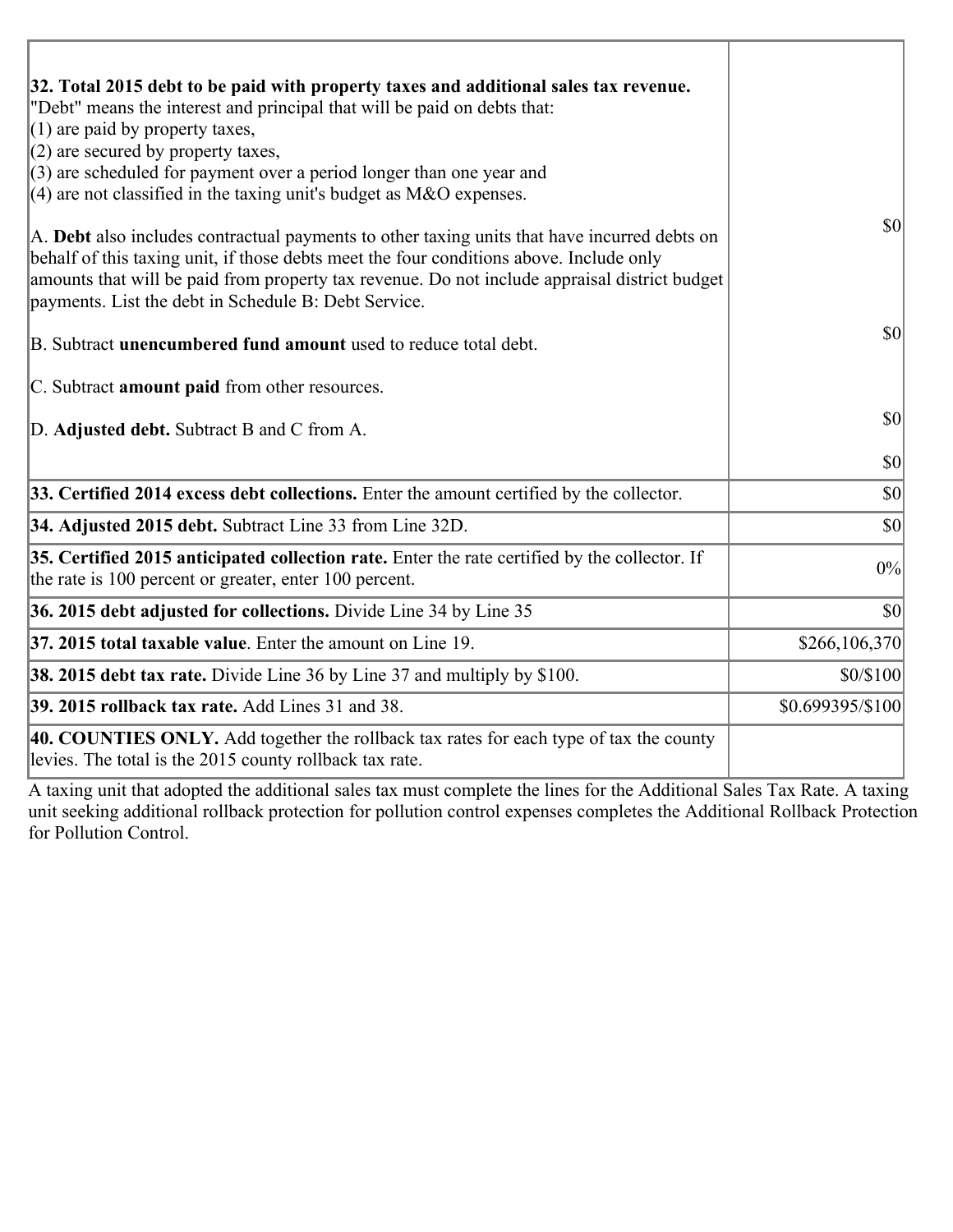| | |
|---|---|
| **32. Total 2015 debt to be paid with property taxes and additional sales tax revenue.**<br>"Debt" means the interest and principal that will be paid on debts that:<br>(1) are paid by property taxes,<br>(2) are secured by property taxes,<br>(3) are scheduled for payment over a period longer than one year and<br>(4) are not classified in the taxing unit's budget as M&O expenses.<br><br>A. **Debt** also includes contractual payments to other taxing units that have incurred debts on behalf of this taxing unit, if those debts meet the four conditions above. Include only amounts that will be paid from property tax revenue. Do not include appraisal district budget payments. List the debt in Schedule B: Debt Service.<br><br>B. Subtract **unencumbered fund amount** used to reduce total debt.<br><br>C. Subtract **amount paid** from other resources.<br><br>D. **Adjusted debt.** Subtract B and C from A. | $0<br><br>$0<br><br>$0<br><br>$0 |
| **33. Certified 2014 excess debt collections.** Enter the amount certified by the collector. | $0 |
| **34. Adjusted 2015 debt.** Subtract Line 33 from Line 32D. | $0 |
| **35. Certified 2015 anticipated collection rate.** Enter the rate certified by the collector. If the rate is 100 percent or greater, enter 100 percent. | 0% |
| **36. 2015 debt adjusted for collections.** Divide Line 34 by Line 35 | $0 |
| **37. 2015 total taxable value**. Enter the amount on Line 19. | $266,106,370 |
| **38. 2015 debt tax rate.** Divide Line 36 by Line 37 and multiply by $100. | $0/$100 |
| **39. 2015 rollback tax rate.** Add Lines 31 and 38. | $0.699395/$100 |
| **40. COUNTIES ONLY.** Add together the rollback tax rates for each type of tax the county levies. The total is the 2015 county rollback tax rate. | |

A taxing unit that adopted the additional sales tax must complete the lines for the Additional Sales Tax Rate. A taxing unit seeking additional rollback protection for pollution control expenses completes the Additional Rollback Protection for Pollution Control.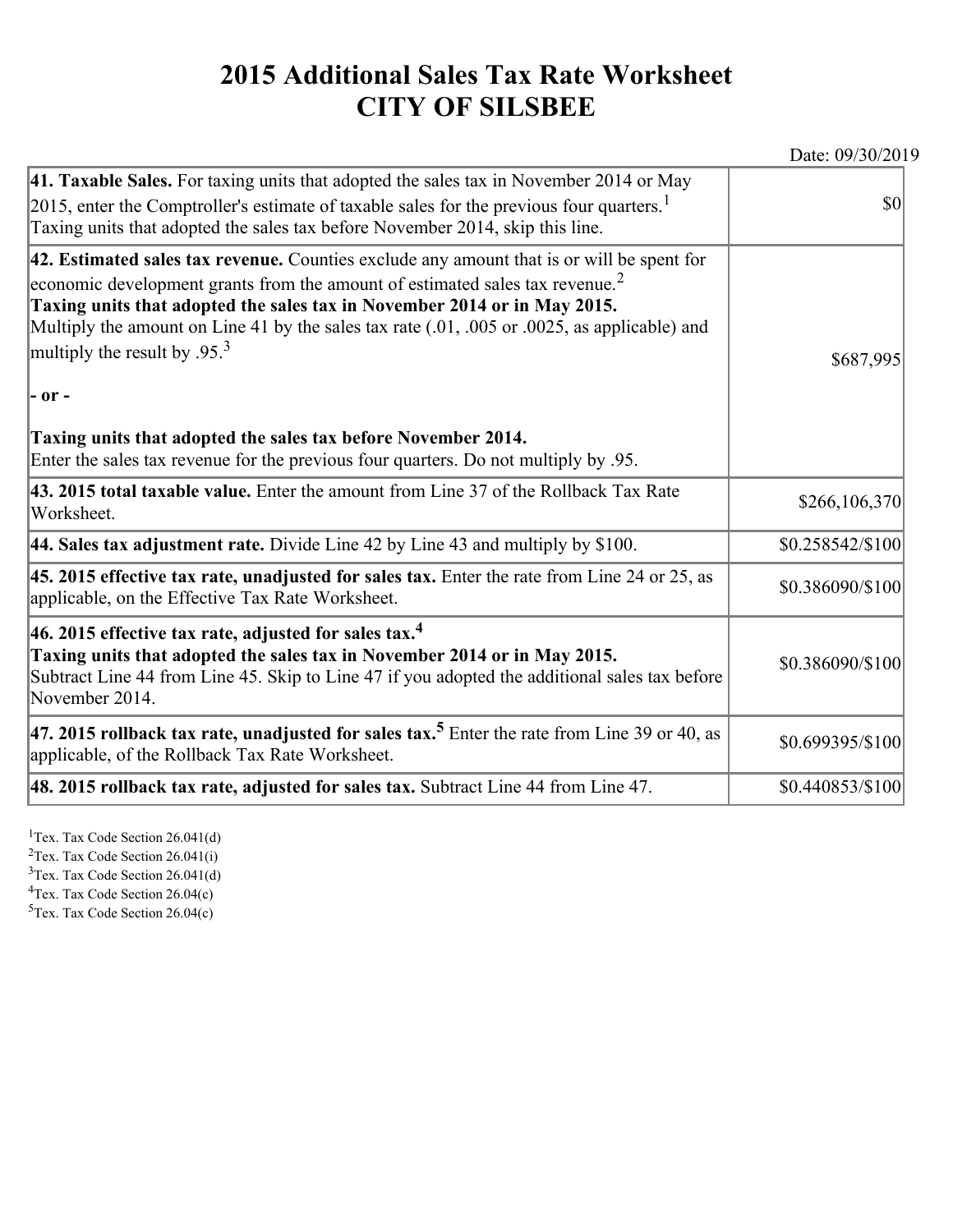# 2015 Additional Sales Tax Rate Worksheet
# CITY OF SILSBEE

Date: 09/30/2019

| | |
|---|---|
| **41. Taxable Sales.** For taxing units that adopted the sales tax in November 2014 or May 2015, enter the Comptroller's estimate of taxable sales for the previous four quarters.[1] Taxing units that adopted the sales tax before November 2014, skip this line. | $0 |
| **42. Estimated sales tax revenue.** Counties exclude any amount that is or will be spent for economic development grants from the amount of estimated sales tax revenue.[2] **Taxing units that adopted the sales tax in November 2014 or in May 2015.** Multiply the amount on Line 41 by the sales tax rate (.01, .005 or .0025, as applicable) and multiply the result by .95.[3] **- or -** **Taxing units that adopted the sales tax before November 2014.** Enter the sales tax revenue for the previous four quarters. Do not multiply by .95. | $687,995 |
| **43. 2015 total taxable value.** Enter the amount from Line 37 of the Rollback Tax Rate Worksheet. | $266,106,370 |
| **44. Sales tax adjustment rate.** Divide Line 42 by Line 43 and multiply by $100. | $0.258542/$100 |
| **45. 2015 effective tax rate, unadjusted for sales tax.** Enter the rate from Line 24 or 25, as applicable, on the Effective Tax Rate Worksheet. | $0.386090/$100 |
| **46. 2015 effective tax rate, adjusted for sales tax.[4]** **Taxing units that adopted the sales tax in November 2014 or in May 2015.** Subtract Line 44 from Line 45. Skip to Line 47 if you adopted the additional sales tax before November 2014. | $0.386090/$100 |
| **47. 2015 rollback tax rate, unadjusted for sales tax.[5]** Enter the rate from Line 39 or 40, as applicable, of the Rollback Tax Rate Worksheet. | $0.699395/$100 |
| **48. 2015 rollback tax rate, adjusted for sales tax.** Subtract Line 44 from Line 47. | $0.440853/$100 |

[1]Tex. Tax Code Section 26.041(d)
[2]Tex. Tax Code Section 26.041(i)
[3]Tex. Tax Code Section 26.041(d)
[4]Tex. Tax Code Section 26.04(c)
[5]Tex. Tax Code Section 26.04(c)